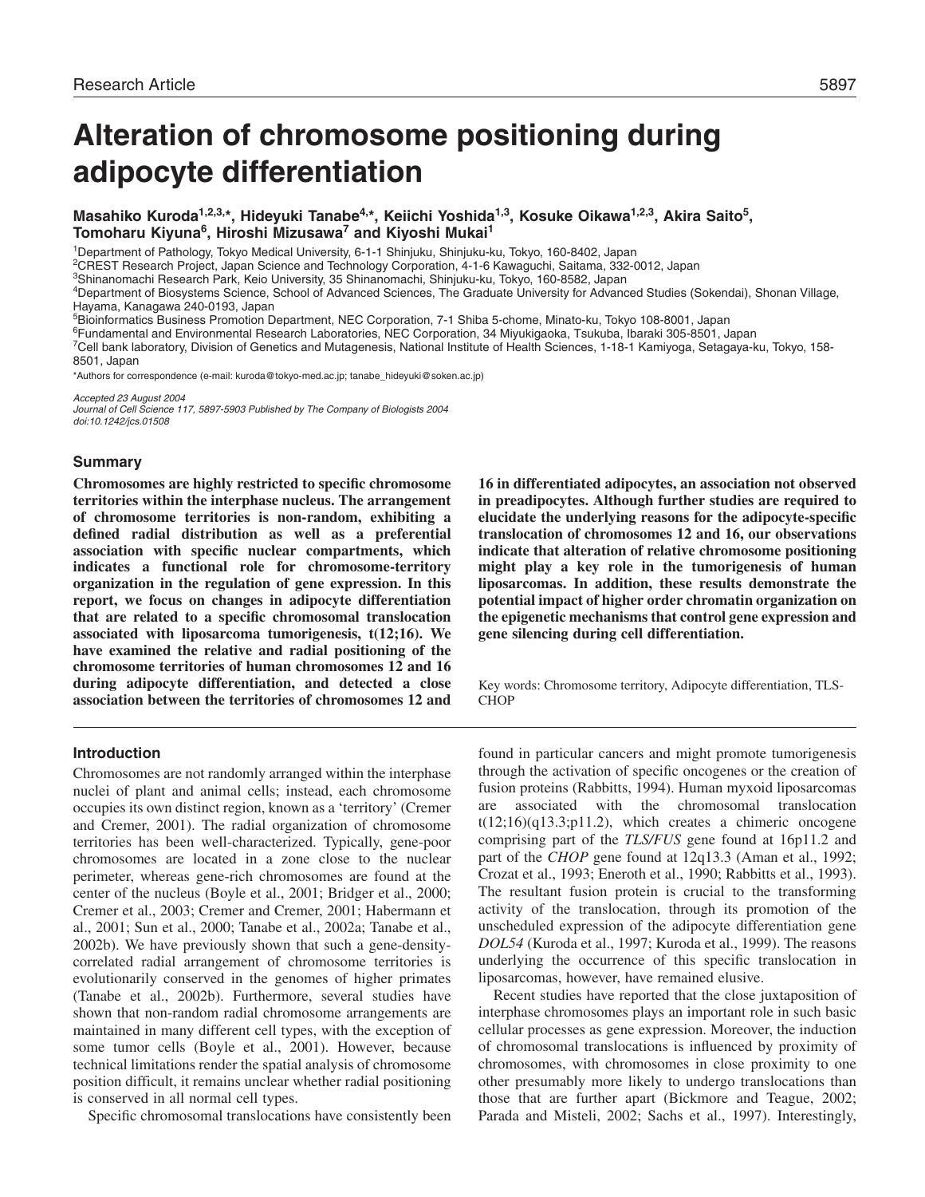Research Article

# Alteration of chromosome positioning during adipocyte differentiation

**Masahiko Kuroda[1,2,3,*], Hideyuki Tanabe[4,*], Keiichi Yoshida[1,3], Kosuke Oikawa[1,2,3], Akira Saito[5], Tomoharu Kiyuna[6], Hiroshi Mizusawa[7] and Kiyoshi Mukai[1]**

[1]Department of Pathology, Tokyo Medical University, 6-1-1 Shinjuku, Shinjuku-ku, Tokyo, 160-8402, Japan
[2]CREST Research Project, Japan Science and Technology Corporation, 4-1-6 Kawaguchi, Saitama, 332-0012, Japan
[3]Shinanomachi Research Park, Keio University, 35 Shinanomachi, Shinjuku-ku, Tokyo, 160-8582, Japan
[4]Department of Biosystems Science, School of Advanced Sciences, The Graduate University for Advanced Studies (Sokendai), Shonan Village, Hayama, Kanagawa 240-0193, Japan
[5]Bioinformatics Business Promotion Department, NEC Corporation, 7-1 Shiba 5-chome, Minato-ku, Tokyo 108-8001, Japan
[6]Fundamental and Environmental Research Laboratories, NEC Corporation, 34 Miyukigaoka, Tsukuba, Ibaraki 305-8501, Japan
[7]Cell bank laboratory, Division of Genetics and Mutagenesis, National Institute of Health Sciences, 1-18-1 Kamiyoga, Setagaya-ku, Tokyo, 158-8501, Japan

*Authors for correspondence (e-mail: kuroda@tokyo-med.ac.jp; tanabe_hideyuki@soken.ac.jp)

*Accepted 23 August 2004*
*Journal of Cell Science 117, 5897-5903 Published by The Company of Biologists 2004*
*doi:10.1242/jcs.01508*

## Summary

**Chromosomes are highly restricted to specific chromosome territories within the interphase nucleus. The arrangement of chromosome territories is non-random, exhibiting a defined radial distribution as well as a preferential association with specific nuclear compartments, which indicates a functional role for chromosome-territory organization in the regulation of gene expression. In this report, we focus on changes in adipocyte differentiation that are related to a specific chromosomal translocation associated with liposarcoma tumorigenesis, t(12;16). We have examined the relative and radial positioning of the chromosome territories of human chromosomes 12 and 16 during adipocyte differentiation, and detected a close association between the territories of chromosomes 12 and 16 in differentiated adipocytes, an association not observed in preadipocytes. Although further studies are required to elucidate the underlying reasons for the adipocyte-specific translocation of chromosomes 12 and 16, our observations indicate that alteration of relative chromosome positioning might play a key role in the tumorigenesis of human liposarcomas. In addition, these results demonstrate the potential impact of higher order chromatin organization on the epigenetic mechanisms that control gene expression and gene silencing during cell differentiation.**

Key words: Chromosome territory, Adipocyte differentiation, TLS-CHOP

## Introduction

Chromosomes are not randomly arranged within the interphase nuclei of plant and animal cells; instead, each chromosome occupies its own distinct region, known as a 'territory' (Cremer and Cremer, 2001). The radial organization of chromosome territories has been well-characterized. Typically, gene-poor chromosomes are located in a zone close to the nuclear perimeter, whereas gene-rich chromosomes are found at the center of the nucleus (Boyle et al., 2001; Bridger et al., 2000; Cremer et al., 2003; Cremer and Cremer, 2001; Habermann et al., 2001; Sun et al., 2000; Tanabe et al., 2002a; Tanabe et al., 2002b). We have previously shown that such a gene-density-correlated radial arrangement of chromosome territories is evolutionarily conserved in the genomes of higher primates (Tanabe et al., 2002b). Furthermore, several studies have shown that non-random radial chromosome arrangements are maintained in many different cell types, with the exception of some tumor cells (Boyle et al., 2001). However, because technical limitations render the spatial analysis of chromosome position difficult, it remains unclear whether radial positioning is conserved in all normal cell types.

Specific chromosomal translocations have consistently been found in particular cancers and might promote tumorigenesis through the activation of specific oncogenes or the creation of fusion proteins (Rabbitts, 1994). Human myxoid liposarcomas are associated with the chromosomal translocation t(12;16)(q13.3;p11.2), which creates a chimeric oncogene comprising part of the *TLS/FUS* gene found at 16p11.2 and part of the *CHOP* gene found at 12q13.3 (Aman et al., 1992; Crozat et al., 1993; Eneroth et al., 1990; Rabbitts et al., 1993). The resultant fusion protein is crucial to the transforming activity of the translocation, through its promotion of the unscheduled expression of the adipocyte differentiation gene *DOL54* (Kuroda et al., 1997; Kuroda et al., 1999). The reasons underlying the occurrence of this specific translocation in liposarcomas, however, have remained elusive.

Recent studies have reported that the close juxtaposition of interphase chromosomes plays an important role in such basic cellular processes as gene expression. Moreover, the induction of chromosomal translocations is influenced by proximity of chromosomes, with chromosomes in close proximity to one other presumably more likely to undergo translocations than those that are further apart (Bickmore and Teague, 2002; Parada and Misteli, 2002; Sachs et al., 1997). Interestingly,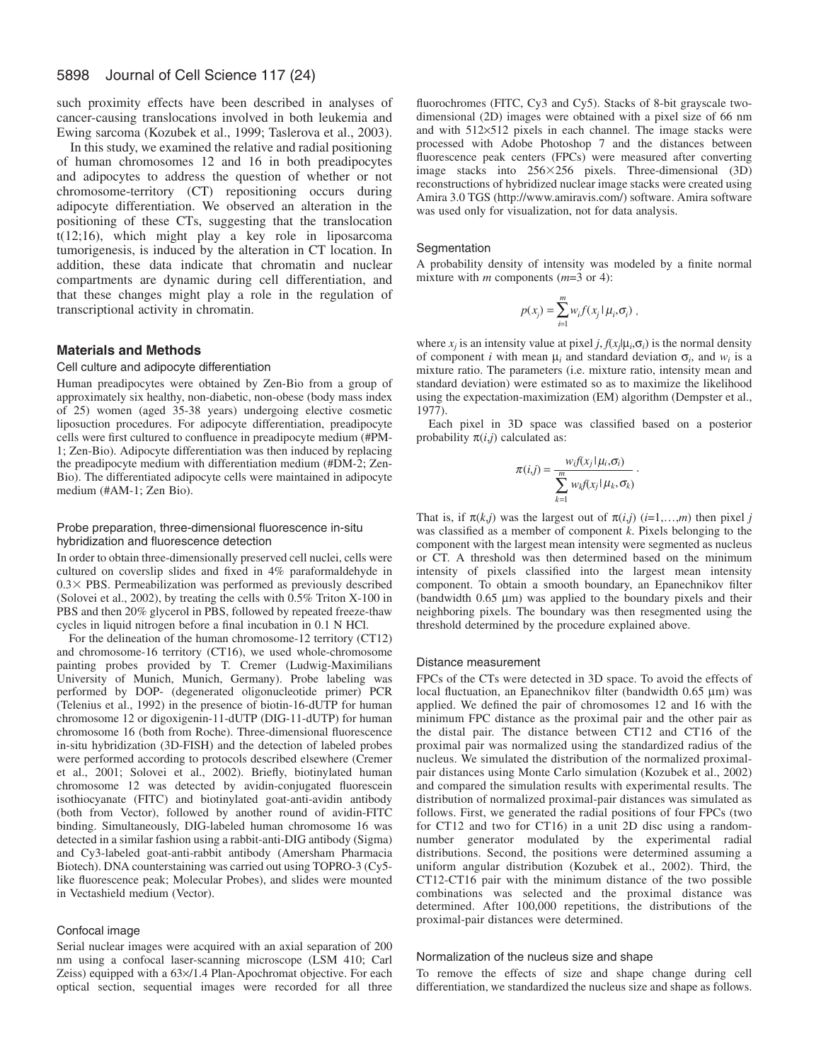such proximity effects have been described in analyses of cancer-causing translocations involved in both leukemia and Ewing sarcoma (Kozubek et al., 1999; Taslerova et al., 2003).

In this study, we examined the relative and radial positioning of human chromosomes 12 and 16 in both preadipocytes and adipocytes to address the question of whether or not chromosome-territory (CT) repositioning occurs during adipocyte differentiation. We observed an alteration in the positioning of these CTs, suggesting that the translocation t(12;16), which might play a key role in liposarcoma tumorigenesis, is induced by the alteration in CT location. In addition, these data indicate that chromatin and nuclear compartments are dynamic during cell differentiation, and that these changes might play a role in the regulation of transcriptional activity in chromatin.

## Materials and Methods

### Cell culture and adipocyte differentiation

Human preadipocytes were obtained by Zen-Bio from a group of approximately six healthy, non-diabetic, non-obese (body mass index of 25) women (aged 35-38 years) undergoing elective cosmetic liposuction procedures. For adipocyte differentiation, preadipocyte cells were first cultured to confluence in preadipocyte medium (#PM-1; Zen-Bio). Adipocyte differentiation was then induced by replacing the preadipocyte medium with differentiation medium (#DM-2; Zen-Bio). The differentiated adipocyte cells were maintained in adipocyte medium (#AM-1; Zen Bio).

### Probe preparation, three-dimensional fluorescence in-situ hybridization and fluorescence detection

In order to obtain three-dimensionally preserved cell nuclei, cells were cultured on coverslip slides and fixed in 4% paraformaldehyde in 0.3× PBS. Permeabilization was performed as previously described (Solovei et al., 2002), by treating the cells with 0.5% Triton X-100 in PBS and then 20% glycerol in PBS, followed by repeated freeze-thaw cycles in liquid nitrogen before a final incubation in 0.1 N HCl.

For the delineation of the human chromosome-12 territory (CT12) and chromosome-16 territory (CT16), we used whole-chromosome painting probes provided by T. Cremer (Ludwig-Maximilians University of Munich, Munich, Germany). Probe labeling was performed by DOP- (degenerated oligonucleotide primer) PCR (Telenius et al., 1992) in the presence of biotin-16-dUTP for human chromosome 12 or digoxigenin-11-dUTP (DIG-11-dUTP) for human chromosome 16 (both from Roche). Three-dimensional fluorescence in-situ hybridization (3D-FISH) and the detection of labeled probes were performed according to protocols described elsewhere (Cremer et al., 2001; Solovei et al., 2002). Briefly, biotinylated human chromosome 12 was detected by avidin-conjugated fluorescein isothiocyanate (FITC) and biotinylated goat-anti-avidin antibody (both from Vector), followed by another round of avidin-FITC binding. Simultaneously, DIG-labeled human chromosome 16 was detected in a similar fashion using a rabbit-anti-DIG antibody (Sigma) and Cy3-labeled goat-anti-rabbit antibody (Amersham Pharmacia Biotech). DNA counterstaining was carried out using TOPRO-3 (Cy5-like fluorescence peak; Molecular Probes), and slides were mounted in Vectashield medium (Vector).

### Confocal image

Serial nuclear images were acquired with an axial separation of 200 nm using a confocal laser-scanning microscope (LSM 410; Carl Zeiss) equipped with a 63×/1.4 Plan-Apochromat objective. For each optical section, sequential images were recorded for all three fluorochromes (FITC, Cy3 and Cy5). Stacks of 8-bit grayscale two-dimensional (2D) images were obtained with a pixel size of 66 nm and with 512×512 pixels in each channel. The image stacks were processed with Adobe Photoshop 7 and the distances between fluorescence peak centers (FPCs) were measured after converting image stacks into 256×256 pixels. Three-dimensional (3D) reconstructions of hybridized nuclear image stacks were created using Amira 3.0 TGS (http://www.amiravis.com/) software. Amira software was used only for visualization, not for data analysis.

### Segmentation

A probability density of intensity was modeled by a finite normal mixture with $m$ components ($m$=3 or 4):

$$p(x_j) = \sum_{i=1}^{m} w_i f(x_j \mid \mu_i, \sigma_i) ,$$

where $x_j$ is an intensity value at pixel $j$, $f(x_j|\mu_i,\sigma_i)$ is the normal density of component $i$ with mean $\mu_i$ and standard deviation $\sigma_i$, and $w_i$ is a mixture ratio. The parameters (i.e. mixture ratio, intensity mean and standard deviation) were estimated so as to maximize the likelihood using the expectation-maximization (EM) algorithm (Dempster et al., 1977).

Each pixel in 3D space was classified based on a posterior probability $\pi(i,j)$ calculated as:

$$\pi(i,j) = \frac{w_i f(x_j \mid \mu_i, \sigma_i)}{\sum_{k=1}^{m} w_k f(x_j \mid \mu_k, \sigma_k)} .$$

That is, if $\pi(k,j)$ was the largest out of $\pi(i,j)$ ($i$=1,…,$m$) then pixel $j$ was classified as a member of component $k$. Pixels belonging to the component with the largest mean intensity were segmented as nucleus or CT. A threshold was then determined based on the minimum intensity of pixels classified into the largest mean intensity component. To obtain a smooth boundary, an Epanechnikov filter (bandwidth 0.65 μm) was applied to the boundary pixels and their neighboring pixels. The boundary was then resegmented using the threshold determined by the procedure explained above.

### Distance measurement

FPCs of the CTs were detected in 3D space. To avoid the effects of local fluctuation, an Epanechnikov filter (bandwidth 0.65 μm) was applied. We defined the pair of chromosomes 12 and 16 with the minimum FPC distance as the proximal pair and the other pair as the distal pair. The distance between CT12 and CT16 of the proximal pair was normalized using the standardized radius of the nucleus. We simulated the distribution of the normalized proximal-pair distances using Monte Carlo simulation (Kozubek et al., 2002) and compared the simulation results with experimental results. The distribution of normalized proximal-pair distances was simulated as follows. First, we generated the radial positions of four FPCs (two for CT12 and two for CT16) in a unit 2D disc using a random-number generator modulated by the experimental radial distributions. Second, the positions were determined assuming a uniform angular distribution (Kozubek et al., 2002). Third, the CT12-CT16 pair with the minimum distance of the two possible combinations was selected and the proximal distance was determined. After 100,000 repetitions, the distributions of the proximal-pair distances were determined.

### Normalization of the nucleus size and shape

To remove the effects of size and shape change during cell differentiation, we standardized the nucleus size and shape as follows.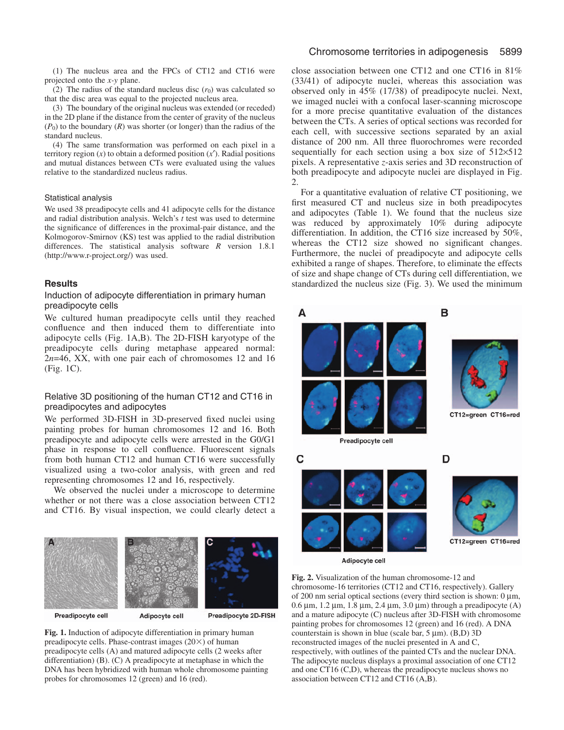(1) The nucleus area and the FPCs of CT12 and CT16 were projected onto the $x$-$y$ plane.

(2) The radius of the standard nucleus disc ($r_0$) was calculated so that the disc area was equal to the projected nucleus area.

(3) The boundary of the original nucleus was extended (or receded) in the 2D plane if the distance from the center of gravity of the nucleus ($P_0$) to the boundary ($R$) was shorter (or longer) than the radius of the standard nucleus.

(4) The same transformation was performed on each pixel in a territory region ($x$) to obtain a deformed position ($x'$). Radial positions and mutual distances between CTs were evaluated using the values relative to the standardized nucleus radius.

### Statistical analysis

We used 38 preadipocyte cells and 41 adipocyte cells for the distance and radial distribution analysis. Welch's $t$ test was used to determine the significance of differences in the proximal-pair distance, and the Kolmogorov-Smirnov (KS) test was applied to the radial distribution differences. The statistical analysis software *R* version 1.8.1 (http://www.r-project.org/) was used.

## Results

### Induction of adipocyte differentiation in primary human preadipocyte cells

We cultured human preadipocyte cells until they reached confluence and then induced them to differentiate into adipocyte cells (Fig. 1A,B). The 2D-FISH karyotype of the preadipocyte cells during metaphase appeared normal: $2n$=46, XX, with one pair each of chromosomes 12 and 16 (Fig. 1C).

### Relative 3D positioning of the human CT12 and CT16 in preadipocytes and adipocytes

We performed 3D-FISH in 3D-preserved fixed nuclei using painting probes for human chromosomes 12 and 16. Both preadipocyte and adipocyte cells were arrested in the G0/G1 phase in response to cell confluence. Fluorescent signals from both human CT12 and human CT16 were successfully visualized using a two-color analysis, with green and red representing chromosomes 12 and 16, respectively.

We observed the nuclei under a microscope to determine whether or not there was a close association between CT12 and CT16. By visual inspection, we could clearly detect a close association between one CT12 and one CT16 in 81% (33/41) of adipocyte nuclei, whereas this association was observed only in 45% (17/38) of preadipocyte nuclei. Next, we imaged nuclei with a confocal laser-scanning microscope for a more precise quantitative evaluation of the distances between the CTs. A series of optical sections was recorded for each cell, with successive sections separated by an axial distance of 200 nm. All three fluorochromes were recorded sequentially for each section using a box size of 512×512 pixels. A representative $z$-axis series and 3D reconstruction of both preadipocyte and adipocyte nuclei are displayed in Fig. 2.

For a quantitative evaluation of relative CT positioning, we first measured CT and nucleus size in both preadipocytes and adipocytes (Table 1). We found that the nucleus size was reduced by approximately 10% during adipocyte differentiation. In addition, the CT16 size increased by 50%, whereas the CT12 size showed no significant changes. Furthermore, the nuclei of preadipocyte and adipocyte cells exhibited a range of shapes. Therefore, to eliminate the effects of size and shape change of CTs during cell differentiation, we standardized the nucleus size (Fig. 3). We used the minimum

**Fig. 1.** Induction of adipocyte differentiation in primary human preadipocyte cells. Phase-contrast images (20×) of human preadipocyte cells (A) and matured adipocyte cells (2 weeks after differentiation) (B). (C) A preadipocyte at metaphase in which the DNA has been hybridized with human whole chromosome painting probes for chromosomes 12 (green) and 16 (red).

**Fig. 2.** Visualization of the human chromosome-12 and chromosome-16 territories (CT12 and CT16, respectively). Gallery of 200 nm serial optical sections (every third section is shown: 0 µm, 0.6 µm, 1.2 µm, 1.8 µm, 2.4 µm, 3.0 µm) through a preadipocyte (A) and a mature adipocyte (C) nucleus after 3D-FISH with chromosome painting probes for chromosomes 12 (green) and 16 (red). A DNA counterstain is shown in blue (scale bar, 5 µm). (B,D) 3D reconstructed images of the nuclei presented in A and C, respectively, with outlines of the painted CTs and the nuclear DNA. The adipocyte nucleus displays a proximal association of one CT12 and one CT16 (C,D), whereas the preadipocyte nucleus shows no association between CT12 and CT16 (A,B).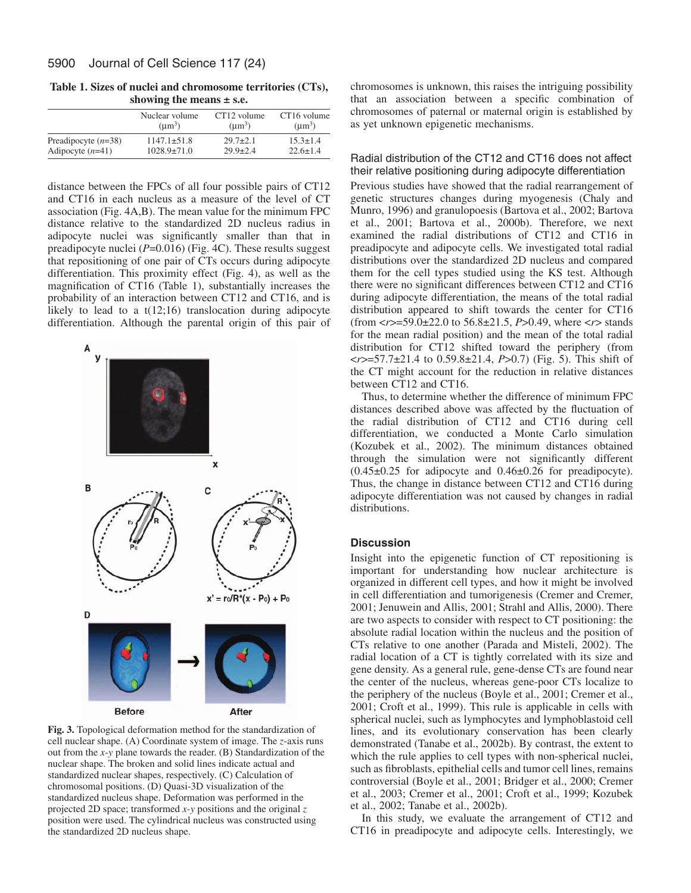**Table 1. Sizes of nuclei and chromosome territories (CTs), showing the means ± s.e.**

| | Nuclear volume ($\mu m^3$) | CT12 volume ($\mu m^3$) | CT16 volume ($\mu m^3$) |
|---|---|---|---|
| Preadipocyte (*n*=38) | 1147.1±51.8 | 29.7±2.1 | 15.3±1.4 |
| Adipocyte (*n*=41) | 1028.9±71.0 | 29.9±2.4 | 22.6±1.4 |

distance between the FPCs of all four possible pairs of CT12 and CT16 in each nucleus as a measure of the level of CT association (Fig. 4A,B). The mean value for the minimum FPC distance relative to the standardized 2D nucleus radius in adipocyte nuclei was significantly smaller than that in preadipocyte nuclei ($P$=0.016) (Fig. 4C). These results suggest that repositioning of one pair of CTs occurs during adipocyte differentiation. This proximity effect (Fig. 4), as well as the magnification of CT16 (Table 1), substantially increases the probability of an interaction between CT12 and CT16, and is likely to lead to a t(12;16) translocation during adipocyte differentiation. Although the parental origin of this pair of chromosomes is unknown, this raises the intriguing possibility that an association between a specific combination of chromosomes of paternal or maternal origin is established by as yet unknown epigenetic mechanisms.

Fig. 3. Topological deformation method for the standardization of cell nuclear shape. (A) Coordinate system of image. The *z*-axis runs out from the *x*-*y* plane towards the reader. (B) Standardization of the nuclear shape. The broken and solid lines indicate actual and standardized nuclear shapes, respectively. (C) Calculation of chromosomal positions. (D) Quasi-3D visualization of the standardized nucleus shape. Deformation was performed in the projected 2D space; transformed *x*-*y* positions and the original *z* position were used. The cylindrical nucleus was constructed using the standardized 2D nucleus shape.

## Radial distribution of the CT12 and CT16 does not affect their relative positioning during adipocyte differentiation

Previous studies have showed that the radial rearrangement of genetic structures changes during myogenesis (Chaly and Munro, 1996) and granulopoesis (Bartova et al., 2002; Bartova et al., 2001; Bartova et al., 2000b). Therefore, we next examined the radial distributions of CT12 and CT16 in preadipocyte and adipocyte cells. We investigated total radial distributions over the standardized 2D nucleus and compared them for the cell types studied using the KS test. Although there were no significant differences between CT12 and CT16 during adipocyte differentiation, the means of the total radial distribution appeared to shift towards the center for CT16 (from $\langle r \rangle$=59.0±22.0 to 56.8±21.5, $P$>0.49, where $\langle r \rangle$ stands for the mean radial position) and the mean of the total radial distribution for CT12 shifted toward the periphery (from $\langle r \rangle$=57.7±21.4 to 0.59.8±21.4, $P$>0.7) (Fig. 5). This shift of the CT might account for the reduction in relative distances between CT12 and CT16.

Thus, to determine whether the difference of minimum FPC distances described above was affected by the fluctuation of the radial distribution of CT12 and CT16 during cell differentiation, we conducted a Monte Carlo simulation (Kozubek et al., 2002). The minimum distances obtained through the simulation were not significantly different (0.45±0.25 for adipocyte and 0.46±0.26 for preadipocyte). Thus, the change in distance between CT12 and CT16 during adipocyte differentiation was not caused by changes in radial distributions.

## Discussion

Insight into the epigenetic function of CT repositioning is important for understanding how nuclear architecture is organized in different cell types, and how it might be involved in cell differentiation and tumorigenesis (Cremer and Cremer, 2001; Jenuwein and Allis, 2001; Strahl and Allis, 2000). There are two aspects to consider with respect to CT positioning: the absolute radial location within the nucleus and the position of CTs relative to one another (Parada and Misteli, 2002). The radial location of a CT is tightly correlated with its size and gene density. As a general rule, gene-dense CTs are found near the center of the nucleus, whereas gene-poor CTs localize to the periphery of the nucleus (Boyle et al., 2001; Cremer et al., 2001; Croft et al., 1999). This rule is applicable in cells with spherical nuclei, such as lymphocytes and lymphoblastoid cell lines, and its evolutionary conservation has been clearly demonstrated (Tanabe et al., 2002b). By contrast, the extent to which the rule applies to cell types with non-spherical nuclei, such as fibroblasts, epithelial cells and tumor cell lines, remains controversial (Boyle et al., 2001; Bridger et al., 2000; Cremer et al., 2003; Cremer et al., 2001; Croft et al., 1999; Kozubek et al., 2002; Tanabe et al., 2002b).

In this study, we evaluate the arrangement of CT12 and CT16 in preadipocyte and adipocyte cells. Interestingly, we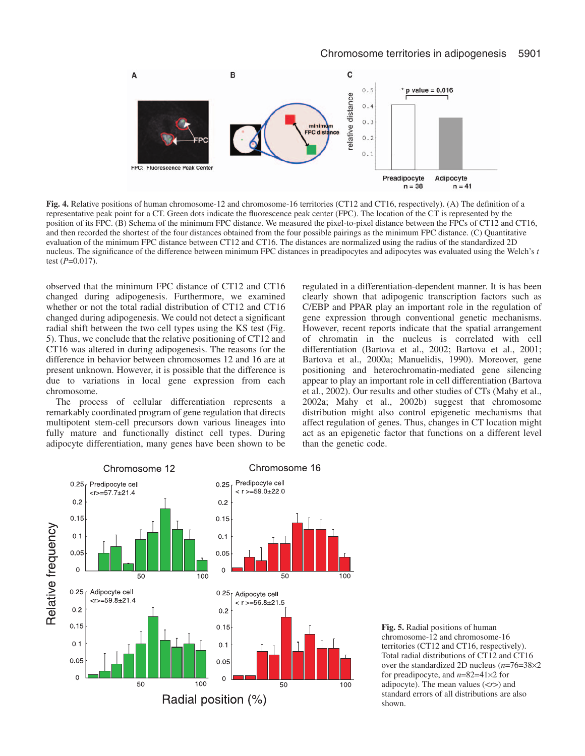**Fig. 4.** Relative positions of human chromosome-12 and chromosome-16 territories (CT12 and CT16, respectively). (A) The definition of a representative peak point for a CT. Green dots indicate the fluorescence peak center (FPC). The location of the CT is represented by the position of its FPC. (B) Schema of the minimum FPC distance. We measured the pixel-to-pixel distance between the FPCs of CT12 and CT16, and then recorded the shortest of the four distances obtained from the four possible pairings as the minimum FPC distance. (C) Quantitative evaluation of the minimum FPC distance between CT12 and CT16. The distances are normalized using the radius of the standardized 2D nucleus. The significance of the difference between minimum FPC distances in preadipocytes and adipocytes was evaluated using the Welch's *t* test ($P$=0.017).

observed that the minimum FPC distance of CT12 and CT16 changed during adipogenesis. Furthermore, we examined whether or not the total radial distribution of CT12 and CT16 changed during adipogenesis. We could not detect a significant radial shift between the two cell types using the KS test (Fig. 5). Thus, we conclude that the relative positioning of CT12 and CT16 was altered in during adipogenesis. The reasons for the difference in behavior between chromosomes 12 and 16 are at present unknown. However, it is possible that the difference is due to variations in local gene expression from each chromosome.

The process of cellular differentiation represents a remarkably coordinated program of gene regulation that directs multipotent stem-cell precursors down various lineages into fully mature and functionally distinct cell types. During adipocyte differentiation, many genes have been shown to be regulated in a differentiation-dependent manner. It is has been clearly shown that adipogenic transcription factors such as C/EBP and PPAR play an important role in the regulation of gene expression through conventional genetic mechanisms. However, recent reports indicate that the spatial arrangement of chromatin in the nucleus is correlated with cell differentiation (Bartova et al., 2002; Bartova et al., 2001; Bartova et al., 2000a; Manuelidis, 1990). Moreover, gene positioning and heterochromatin-mediated gene silencing appear to play an important role in cell differentiation (Bartova et al., 2002). Our results and other studies of CTs (Mahy et al., 2002a; Mahy et al., 2002b) suggest that chromosome distribution might also control epigenetic mechanisms that affect regulation of genes. Thus, changes in CT location might act as an epigenetic factor that functions on a different level than the genetic code.

**Fig. 5.** Radial positions of human chromosome-12 and chromosome-16 territories (CT12 and CT16, respectively). Total radial distributions of CT12 and CT16 over the standardized 2D nucleus ($n$=76=38×2 for preadipocyte, and $n$=82=41×2 for adipocyte). The mean values ($\langle r \rangle$) and standard errors of all distributions are also shown.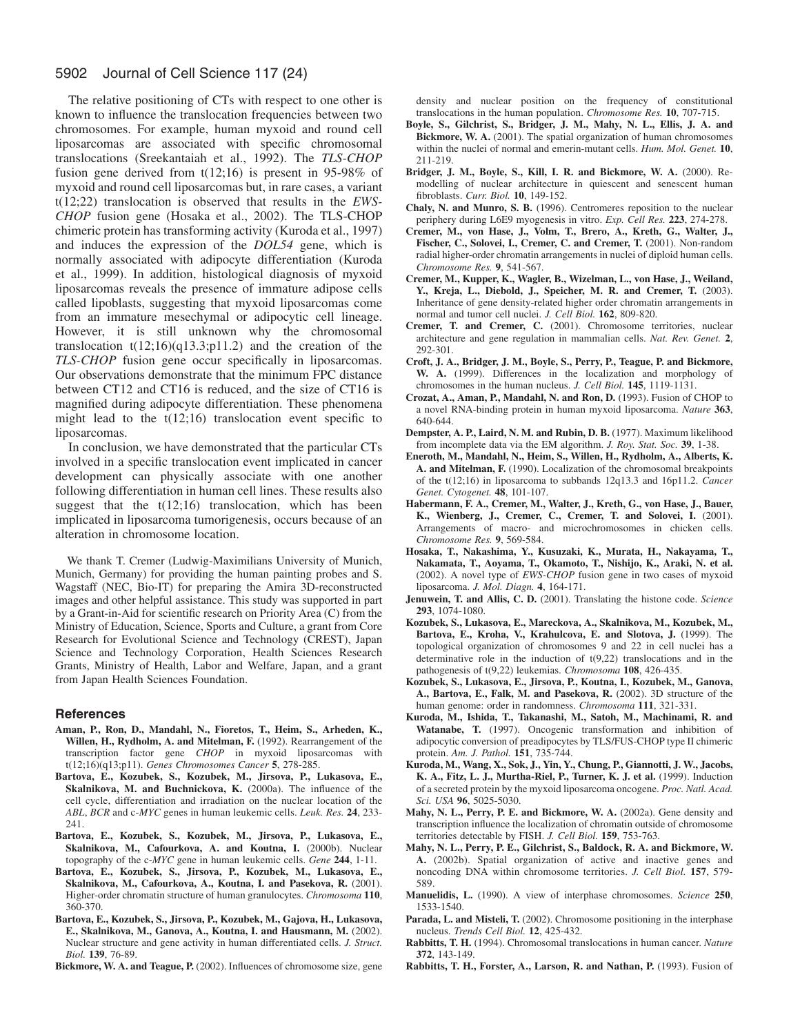The relative positioning of CTs with respect to one other is known to influence the translocation frequencies between two chromosomes. For example, human myxoid and round cell liposarcomas are associated with specific chromosomal translocations (Sreekantaiah et al., 1992). The *TLS-CHOP* fusion gene derived from t(12;16) is present in 95-98% of myxoid and round cell liposarcomas but, in rare cases, a variant t(12;22) translocation is observed that results in the *EWS-CHOP* fusion gene (Hosaka et al., 2002). The TLS-CHOP chimeric protein has transforming activity (Kuroda et al., 1997) and induces the expression of the *DOL54* gene, which is normally associated with adipocyte differentiation (Kuroda et al., 1999). In addition, histological diagnosis of myxoid liposarcomas reveals the presence of immature adipose cells called lipoblasts, suggesting that myxoid liposarcomas come from an immature mesechymal or adipocytic cell lineage. However, it is still unknown why the chromosomal translocation t(12;16)(q13.3;p11.2) and the creation of the *TLS-CHOP* fusion gene occur specifically in liposarcomas. Our observations demonstrate that the minimum FPC distance between CT12 and CT16 is reduced, and the size of CT16 is magnified during adipocyte differentiation. These phenomena might lead to the t(12;16) translocation event specific to liposarcomas.

In conclusion, we have demonstrated that the particular CTs involved in a specific translocation event implicated in cancer development can physically associate with one another following differentiation in human cell lines. These results also suggest that the t(12;16) translocation, which has been implicated in liposarcoma tumorigenesis, occurs because of an alteration in chromosome location.

We thank T. Cremer (Ludwig-Maximilians University of Munich, Munich, Germany) for providing the human painting probes and S. Wagstaff (NEC, Bio-IT) for preparing the Amira 3D-reconstructed images and other helpful assistance. This study was supported in part by a Grant-in-Aid for scientific research on Priority Area (C) from the Ministry of Education, Science, Sports and Culture, a grant from Core Research for Evolutional Science and Technology (CREST), Japan Science and Technology Corporation, Health Sciences Research Grants, Ministry of Health, Labor and Welfare, Japan, and a grant from Japan Health Sciences Foundation.

## References

**Aman, P., Ron, D., Mandahl, N., Fioretos, T., Heim, S., Arheden, K., Willen, H., Rydholm, A. and Mitelman, F.** (1992). Rearrangement of the transcription factor gene *CHOP* in myxoid liposarcomas with t(12;16)(q13;p11). *Genes Chromosomes Cancer* **5**, 278-285.

**Bartova, E., Kozubek, S., Kozubek, M., Jirsova, P., Lukasova, E., Skalnikova, M. and Buchnickova, K.** (2000a). The influence of the cell cycle, differentiation and irradiation on the nuclear location of the *ABL*, *BCR* and c-*MYC* genes in human leukemic cells. *Leuk. Res.* **24**, 233-241.

**Bartova, E., Kozubek, S., Kozubek, M., Jirsova, P., Lukasova, E., Skalnikova, M., Cafourkova, A. and Koutna, I.** (2000b). Nuclear topography of the c-*MYC* gene in human leukemic cells. *Gene* **244**, 1-11.

**Bartova, E., Kozubek, S., Jirsova, P., Kozubek, M., Lukasova, E., Skalnikova, M., Cafourkova, A., Koutna, I. and Pasekova, R.** (2001). Higher-order chromatin structure of human granulocytes. *Chromosoma* **110**, 360-370.

**Bartova, E., Kozubek, S., Jirsova, P., Kozubek, M., Gajova, H., Lukasova, E., Skalnikova, M., Ganova, A., Koutna, I. and Hausmann, M.** (2002). Nuclear structure and gene activity in human differentiated cells. *J. Struct. Biol.* **139**, 76-89.

**Bickmore, W. A. and Teague, P.** (2002). Influences of chromosome size, gene density and nuclear position on the frequency of constitutional translocations in the human population. *Chromosome Res.* **10**, 707-715.

**Boyle, S., Gilchrist, S., Bridger, J. M., Mahy, N. L., Ellis, J. A. and Bickmore, W. A.** (2001). The spatial organization of human chromosomes within the nuclei of normal and emerin-mutant cells. *Hum. Mol. Genet.* **10**, 211-219.

**Bridger, J. M., Boyle, S., Kill, I. R. and Bickmore, W. A.** (2000). Re-modelling of nuclear architecture in quiescent and senescent human fibroblasts. *Curr. Biol.* **10**, 149-152.

**Chaly, N. and Munro, S. B.** (1996). Centromeres reposition to the nuclear periphery during L6E9 myogenesis in vitro. *Exp. Cell Res.* **223**, 274-278.

**Cremer, M., von Hase, J., Volm, T., Brero, A., Kreth, G., Walter, J., Fischer, C., Solovei, I., Cremer, C. and Cremer, T.** (2001). Non-random radial higher-order chromatin arrangements in nuclei of diploid human cells. *Chromosome Res.* **9**, 541-567.

**Cremer, M., Kupper, K., Wagler, B., Wizelman, L., von Hase, J., Weiland, Y., Kreja, L., Diebold, J., Speicher, M. R. and Cremer, T.** (2003). Inheritance of gene density-related higher order chromatin arrangements in normal and tumor cell nuclei. *J. Cell Biol.* **162**, 809-820.

**Cremer, T. and Cremer, C.** (2001). Chromosome territories, nuclear architecture and gene regulation in mammalian cells. *Nat. Rev. Genet.* **2**, 292-301.

**Croft, J. A., Bridger, J. M., Boyle, S., Perry, P., Teague, P. and Bickmore, W. A.** (1999). Differences in the localization and morphology of chromosomes in the human nucleus. *J. Cell Biol.* **145**, 1119-1131.

**Crozat, A., Aman, P., Mandahl, N. and Ron, D.** (1993). Fusion of CHOP to a novel RNA-binding protein in human myxoid liposarcoma. *Nature* **363**, 640-644.

**Dempster, A. P., Laird, N. M. and Rubin, D. B.** (1977). Maximum likelihood from incomplete data via the EM algorithm. *J. Roy. Stat. Soc.* **39**, 1-38.

**Eneroth, M., Mandahl, N., Heim, S., Willen, H., Rydholm, A., Alberts, K. A. and Mitelman, F.** (1990). Localization of the chromosomal breakpoints of the t(12;16) in liposarcoma to subbands 12q13.3 and 16p11.2. *Cancer Genet. Cytogenet.* **48**, 101-107.

**Habermann, F. A., Cremer, M., Walter, J., Kreth, G., von Hase, J., Bauer, K., Wienberg, J., Cremer, C., Cremer, T. and Solovei, I.** (2001). Arrangements of macro- and microchromosomes in chicken cells. *Chromosome Res.* **9**, 569-584.

**Hosaka, T., Nakashima, Y., Kusuzaki, K., Murata, H., Nakayama, T., Nakamata, T., Aoyama, T., Okamoto, T., Nishijo, K., Araki, N. et al.** (2002). A novel type of *EWS-CHOP* fusion gene in two cases of myxoid liposarcoma. *J. Mol. Diagn.* **4**, 164-171.

**Jenuwein, T. and Allis, C. D.** (2001). Translating the histone code. *Science* **293**, 1074-1080.

**Kozubek, S., Lukasova, E., Mareckova, A., Skalnikova, M., Kozubek, M., Bartova, E., Kroha, V., Krahulcova, E. and Slotova, J.** (1999). The topological organization of chromosomes 9 and 22 in cell nuclei has a determinative role in the induction of t(9,22) translocations and in the pathogenesis of t(9,22) leukemias. *Chromosoma* **108**, 426-435.

**Kozubek, S., Lukasova, E., Jirsova, P., Koutna, I., Kozubek, M., Ganova, A., Bartova, E., Falk, M. and Pasekova, R.** (2002). 3D structure of the human genome: order in randomness. *Chromosoma* **111**, 321-331.

**Kuroda, M., Ishida, T., Takanashi, M., Satoh, M., Machinami, R. and Watanabe, T.** (1997). Oncogenic transformation and inhibition of adipocytic conversion of preadipocytes by TLS/FUS-CHOP type II chimeric protein. *Am. J. Pathol.* **151**, 735-744.

**Kuroda, M., Wang, X., Sok, J., Yin, Y., Chung, P., Giannotti, J. W., Jacobs, K. A., Fitz, L. J., Murtha-Riel, P., Turner, K. J. et al.** (1999). Induction of a secreted protein by the myxoid liposarcoma oncogene. *Proc. Natl. Acad. Sci. USA* **96**, 5025-5030.

**Mahy, N. L., Perry, P. E. and Bickmore, W. A.** (2002a). Gene density and transcription influence the localization of chromatin outside of chromosome territories detectable by FISH. *J. Cell Biol.* **159**, 753-763.

**Mahy, N. L., Perry, P. E., Gilchrist, S., Baldock, R. A. and Bickmore, W. A.** (2002b). Spatial organization of active and inactive genes and noncoding DNA within chromosome territories. *J. Cell Biol.* **157**, 579-589.

**Manuelidis, L.** (1990). A view of interphase chromosomes. *Science* **250**, 1533-1540.

**Parada, L. and Misteli, T.** (2002). Chromosome positioning in the interphase nucleus. *Trends Cell Biol.* **12**, 425-432.

**Rabbitts, T. H.** (1994). Chromosomal translocations in human cancer. *Nature* **372**, 143-149.

**Rabbitts, T. H., Forster, A., Larson, R. and Nathan, P.** (1993). Fusion of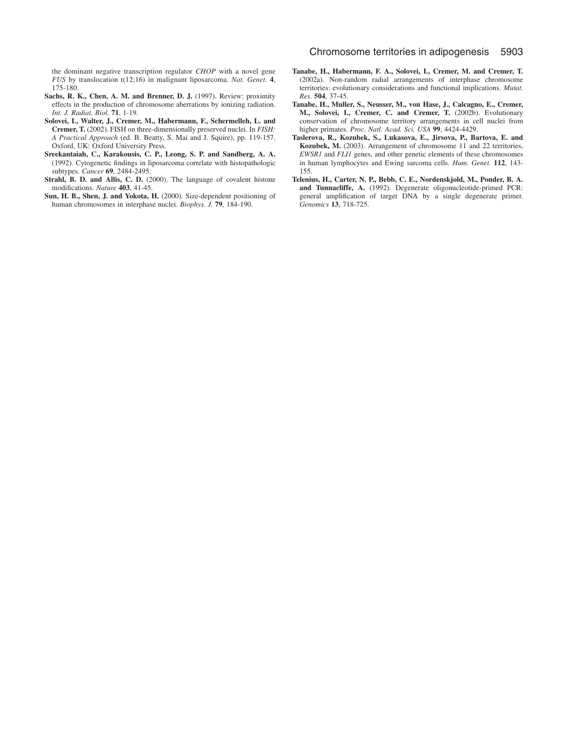the dominant negative transcription regulator *CHOP* with a novel gene *FUS* by translocation t(12;16) in malignant liposarcoma. *Nat. Genet.* **4**, 175-180.

**Sachs, R. K., Chen, A. M. and Brenner, D. J.** (1997). Review: proximity effects in the production of chromosome aberrations by ionizing radiation. *Int. J. Radiat. Biol.* **71**, 1-19.

**Solovei, I., Walter, J., Cremer, M., Habermann, F., Schermelleh, L. and Cremer, T.** (2002). FISH on three-dimensionally preserved nuclei. In *FISH: A Practical Approach* (ed. B. Beatty, S. Mai and J. Squire), pp. 119-157. Oxford, UK: Oxford University Press.

**Sreekantaiah, C., Karakousis, C. P., Leong, S. P. and Sandberg, A. A.** (1992). Cytogenetic findings in liposarcoma correlate with histopathologic subtypes. *Cancer* **69**, 2484-2495.

**Strahl, B. D. and Allis, C. D.** (2000). The language of covalent histone modifications. *Nature* **403**, 41-45.

**Sun, H. B., Shen, J. and Yokota, H.** (2000). Size-dependent positioning of human chromosomes in interphase nuclei. *Biophys. J.* **79**, 184-190.

**Tanabe, H., Habermann, F. A., Solovei, I., Cremer, M. and Cremer, T.** (2002a). Non-random radial arrangements of interphase chromosome territories: evolutionary considerations and functional implications. *Mutat. Res.* **504**, 37-45.

**Tanabe, H., Muller, S., Neusser, M., von Hase, J., Calcagno, E., Cremer, M., Solovei, I., Cremer, C. and Cremer, T.** (2002b). Evolutionary conservation of chromosome territory arrangements in cell nuclei from higher primates. *Proc. Natl. Acad. Sci. USA* **99**, 4424-4429.

**Taslerova, R., Kozubek, S., Lukasova, E., Jirsova, P., Bartova, E. and Kozubek, M.** (2003). Arrangement of chromosome 11 and 22 territories, *EWSR1* and *FLI1* genes, and other genetic elements of these chromosomes in human lymphocytes and Ewing sarcoma cells. *Hum. Genet.* **112**, 143-155.

**Telenius, H., Carter, N. P., Bebb, C. E., Nordenskjold, M., Ponder, B. A. and Tunnacliffe, A.** (1992). Degenerate oligonucleotide-primed PCR: general amplification of target DNA by a single degenerate primer. *Genomics* **13**, 718-725.